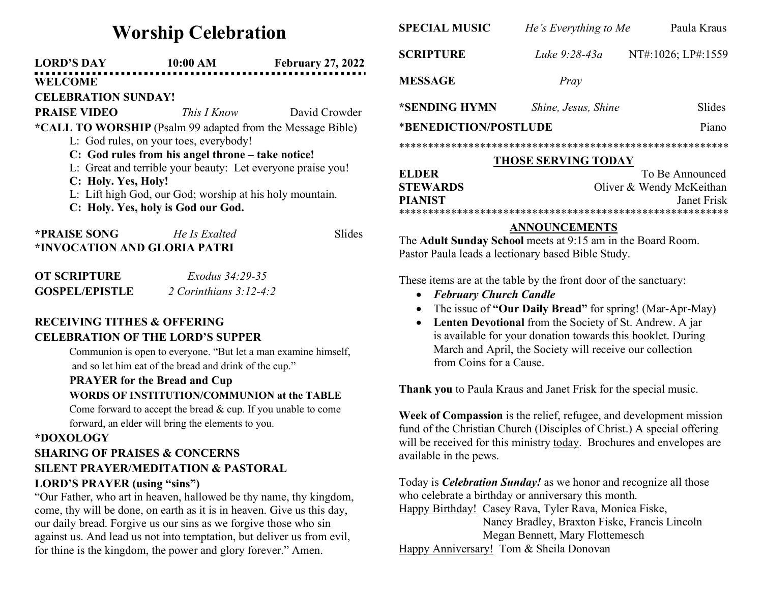# Worship Celebration

**LORD'S DAY** **10:00 AM** **February 27, 2022**

**WELCOME**

**CELEBRATION SUNDAY!**

**PRAISE VIDEO** *This I Know* David Crowder

**\*CALL TO WORSHIP** (Psalm 99 adapted from the Message Bible)

L: God rules, on your toes, everybody!

**C: God rules from his angel throne – take notice!**

L: Great and terrible your beauty: Let everyone praise you!

**C: Holy. Yes, Holy!**

L: Lift high God, our God; worship at his holy mountain.

**C: Holy. Yes, holy is God our God.**

**\*PRAISE SONG** *He Is Exalted* Slides

**\*INVOCATION AND GLORIA PATRI**

**OT SCRIPTURE** *Exodus 34:29-35*

**GOSPEL/EPISTLE** *2 Corinthians 3:12-4:2*

**RECEIVING TITHES & OFFERING**

**CELEBRATION OF THE LORD'S SUPPER**

Communion is open to everyone. "But let a man examine himself, and so let him eat of the bread and drink of the cup."

**PRAYER for the Bread and Cup**

**WORDS OF INSTITUTION/COMMUNION at the TABLE**

Come forward to accept the bread & cup. If you unable to come forward, an elder will bring the elements to you.

**\*DOXOLOGY**

**SHARING OF PRAISES & CONCERNS**

**SILENT PRAYER/MEDITATION & PASTORAL**

**LORD'S PRAYER (using "sins")**

"Our Father, who art in heaven, hallowed be thy name, thy kingdom, come, thy will be done, on earth as it is in heaven. Give us this day, our daily bread. Forgive us our sins as we forgive those who sin against us. And lead us not into temptation, but deliver us from evil, for thine is the kingdom, the power and glory forever." Amen.

**SPECIAL MUSIC** *He's Everything to Me* Paula Kraus

**SCRIPTURE** *Luke 9:28-43a* NT#:1026; LP#:1559

**MESSAGE** *Pray*

**\*SENDING HYMN** *Shine, Jesus, Shine* Slides

\***BENEDICTION/POSTLUDE** Piano

\*\*\*\*\*\*\*\*\*\*\*\*\*\*\*\*\*\*\*\*\*\*\*\*\*\*\*\*\*\*\*\*\*\*\*\*\*\*\*\*\*\*\*\*\*\*\*\*\*\*\*\*\*\*\*\*

## THOSE SERVING TODAY

**ELDER** To Be Announced

**STEWARDS** Oliver & Wendy McKeithan

**PIANIST** Janet Frisk

\*\*\*\*\*\*\*\*\*\*\*\*\*\*\*\*\*\*\*\*\*\*\*\*\*\*\*\*\*\*\*\*\*\*\*\*\*\*\*\*\*\*\*\*\*\*\*\*\*\*\*\*\*\*\*\*

## ANNOUNCEMENTS

The **Adult Sunday School** meets at 9:15 am in the Board Room. Pastor Paula leads a lectionary based Bible Study.

These items are at the table by the front door of the sanctuary:

- ***February Church Candle***
- The issue of **"Our Daily Bread"** for spring! (Mar-Apr-May)
- **Lenten Devotional** from the Society of St. Andrew. A jar is available for your donation towards this booklet. During March and April, the Society will receive our collection from Coins for a Cause.

**Thank you** to Paula Kraus and Janet Frisk for the special music.

**Week of Compassion** is the relief, refugee, and development mission fund of the Christian Church (Disciples of Christ.) A special offering will be received for this ministry today. Brochures and envelopes are available in the pews.

Today is ***Celebration Sunday!*** as we honor and recognize all those who celebrate a birthday or anniversary this month.

Happy Birthday! Casey Rava, Tyler Rava, Monica Fiske, Nancy Bradley, Braxton Fiske, Francis Lincoln Megan Bennett, Mary Flottemesch

Happy Anniversary! Tom & Sheila Donovan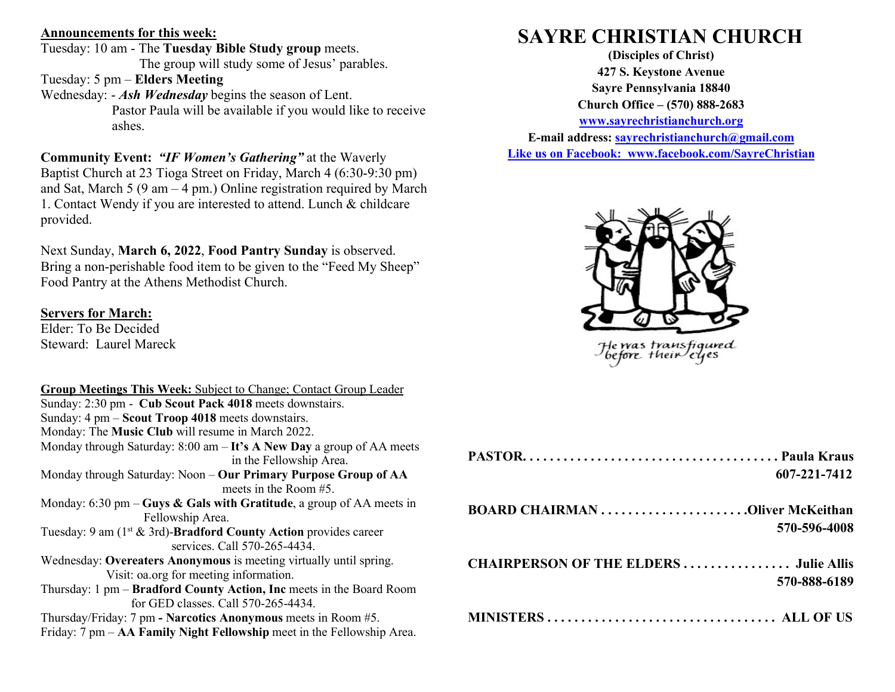**Announcements for this week:**

Tuesday: 10 am - The **Tuesday Bible Study group** meets. The group will study some of Jesus' parables.

Tuesday: 5 pm – **Elders Meeting**

Wednesday: - ***Ash Wednesday*** begins the season of Lent. Pastor Paula will be available if you would like to receive ashes.

**Community Event:** ***"IF Women's Gathering"*** at the Waverly Baptist Church at 23 Tioga Street on Friday, March 4 (6:30-9:30 pm) and Sat, March 5 (9 am – 4 pm.) Online registration required by March 1. Contact Wendy if you are interested to attend. Lunch & childcare provided.

Next Sunday, **March 6, 2022**, **Food Pantry Sunday** is observed. Bring a non-perishable food item to be given to the "Feed My Sheep" Food Pantry at the Athens Methodist Church.

**Servers for March:**

Elder: To Be Decided

Steward: Laurel Mareck

**Group Meetings This Week:** Subject to Change; Contact Group Leader

Sunday: 2:30 pm - **Cub Scout Pack 4018** meets downstairs.

Sunday: 4 pm – **Scout Troop 4018** meets downstairs.

Monday: The **Music Club** will resume in March 2022.

Monday through Saturday: 8:00 am – **It's A New Day** a group of AA meets in the Fellowship Area.

Monday through Saturday: Noon – **Our Primary Purpose Group of AA** meets in the Room #5.

Monday: 6:30 pm – **Guys & Gals with Gratitude**, a group of AA meets in Fellowship Area.

Tuesday: 9 am (1st & 3rd)-**Bradford County Action** provides career services. Call 570-265-4434.

Wednesday: **Overeaters Anonymous** is meeting virtually until spring. Visit: oa.org for meeting information.

Thursday: 1 pm – **Bradford County Action, Inc** meets in the Board Room for GED classes. Call 570-265-4434.

Thursday/Friday: 7 pm **- Narcotics Anonymous** meets in Room #5.

Friday: 7 pm – **AA Family Night Fellowship** meet in the Fellowship Area.

# SAYRE CHRISTIAN CHURCH

**(Disciples of Christ)**
**427 S. Keystone Avenue**
**Sayre Pennsylvania 18840**
**Church Office – (570) 888-2683**
**www.sayrechristianchurch.org**
**E-mail address: sayrechristianchurch@gmail.com**
**Like us on Facebook: www.facebook.com/SayreChristian**

He was transfigured before their eyes

**PASTOR. . . . . . . . . . . . . . . . . . . . . . . . . . . . . . . . . . . . . . Paula Kraus**
**607-221-7412**

**BOARD CHAIRMAN . . . . . . . . . . . . . . . . . . . . . .Oliver McKeithan**
**570-596-4008**

**CHAIRPERSON OF THE ELDERS . . . . . . . . . . . . . . . . Julie Allis**
**570-888-6189**

**MINISTERS . . . . . . . . . . . . . . . . . . . . . . . . . . . . . . . . . ALL OF US**